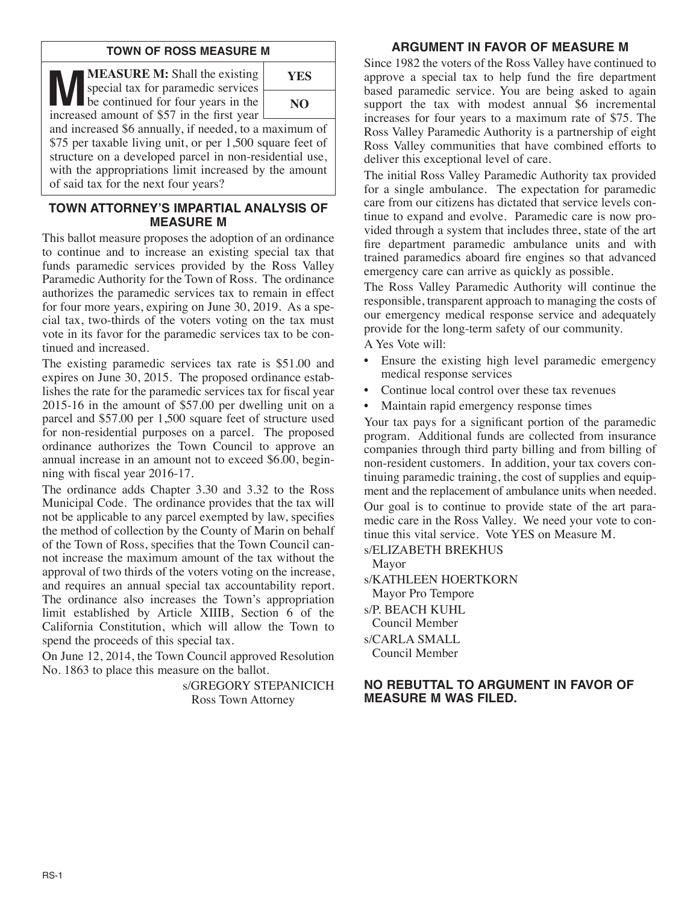## TOWN OF ROSS MEASURE M

**MEASURE M:** Shall the existing special tax for paramedic services be continued for four years in the increased amount of $57 in the first year and increased $6 annually, if needed, to a maximum of $75 per taxable living unit, or per 1,500 square feet of structure on a developed parcel in non-residential use, with the appropriations limit increased by the amount of said tax for the next four years?

| YES |
| --- |
| NO |

## TOWN ATTORNEY'S IMPARTIAL ANALYSIS OF MEASURE M

This ballot measure proposes the adoption of an ordinance to continue and to increase an existing special tax that funds paramedic services provided by the Ross Valley Paramedic Authority for the Town of Ross. The ordinance authorizes the paramedic services tax to remain in effect for four more years, expiring on June 30, 2019. As a special tax, two-thirds of the voters voting on the tax must vote in its favor for the paramedic services tax to be continued and increased.

The existing paramedic services tax rate is $51.00 and expires on June 30, 2015. The proposed ordinance establishes the rate for the paramedic services tax for fiscal year 2015-16 in the amount of $57.00 per dwelling unit on a parcel and $57.00 per 1,500 square feet of structure used for non-residential purposes on a parcel. The proposed ordinance authorizes the Town Council to approve an annual increase in an amount not to exceed $6.00, beginning with fiscal year 2016-17.

The ordinance adds Chapter 3.30 and 3.32 to the Ross Municipal Code. The ordinance provides that the tax will not be applicable to any parcel exempted by law, specifies the method of collection by the County of Marin on behalf of the Town of Ross, specifies that the Town Council cannot increase the maximum amount of the tax without the approval of two thirds of the voters voting on the increase, and requires an annual special tax accountability report. The ordinance also increases the Town's appropriation limit established by Article XIIIB, Section 6 of the California Constitution, which will allow the Town to spend the proceeds of this special tax.

On June 12, 2014, the Town Council approved Resolution No. 1863 to place this measure on the ballot.

s/GREGORY STEPANICICH
Ross Town Attorney

## ARGUMENT IN FAVOR OF MEASURE M

Since 1982 the voters of the Ross Valley have continued to approve a special tax to help fund the fire department based paramedic service. You are being asked to again support the tax with modest annual $6 incremental increases for four years to a maximum rate of $75. The Ross Valley Paramedic Authority is a partnership of eight Ross Valley communities that have combined efforts to deliver this exceptional level of care.

The initial Ross Valley Paramedic Authority tax provided for a single ambulance. The expectation for paramedic care from our citizens has dictated that service levels continue to expand and evolve. Paramedic care is now provided through a system that includes three, state of the art fire department paramedic ambulance units and with trained paramedics aboard fire engines so that advanced emergency care can arrive as quickly as possible.

The Ross Valley Paramedic Authority will continue the responsible, transparent approach to managing the costs of our emergency medical response service and adequately provide for the long-term safety of our community.

A Yes Vote will:

- Ensure the existing high level paramedic emergency medical response services
- Continue local control over these tax revenues
- Maintain rapid emergency response times

Your tax pays for a significant portion of the paramedic program. Additional funds are collected from insurance companies through third party billing and from billing of non-resident customers. In addition, your tax covers continuing paramedic training, the cost of supplies and equipment and the replacement of ambulance units when needed.

Our goal is to continue to provide state of the art paramedic care in the Ross Valley. We need your vote to continue this vital service. Vote YES on Measure M.

s/ELIZABETH BREKHUS
Mayor

s/KATHLEEN HOERTKORN
Mayor Pro Tempore

s/P. BEACH KUHL
Council Member

s/CARLA SMALL
Council Member

**NO REBUTTAL TO ARGUMENT IN FAVOR OF MEASURE M WAS FILED.**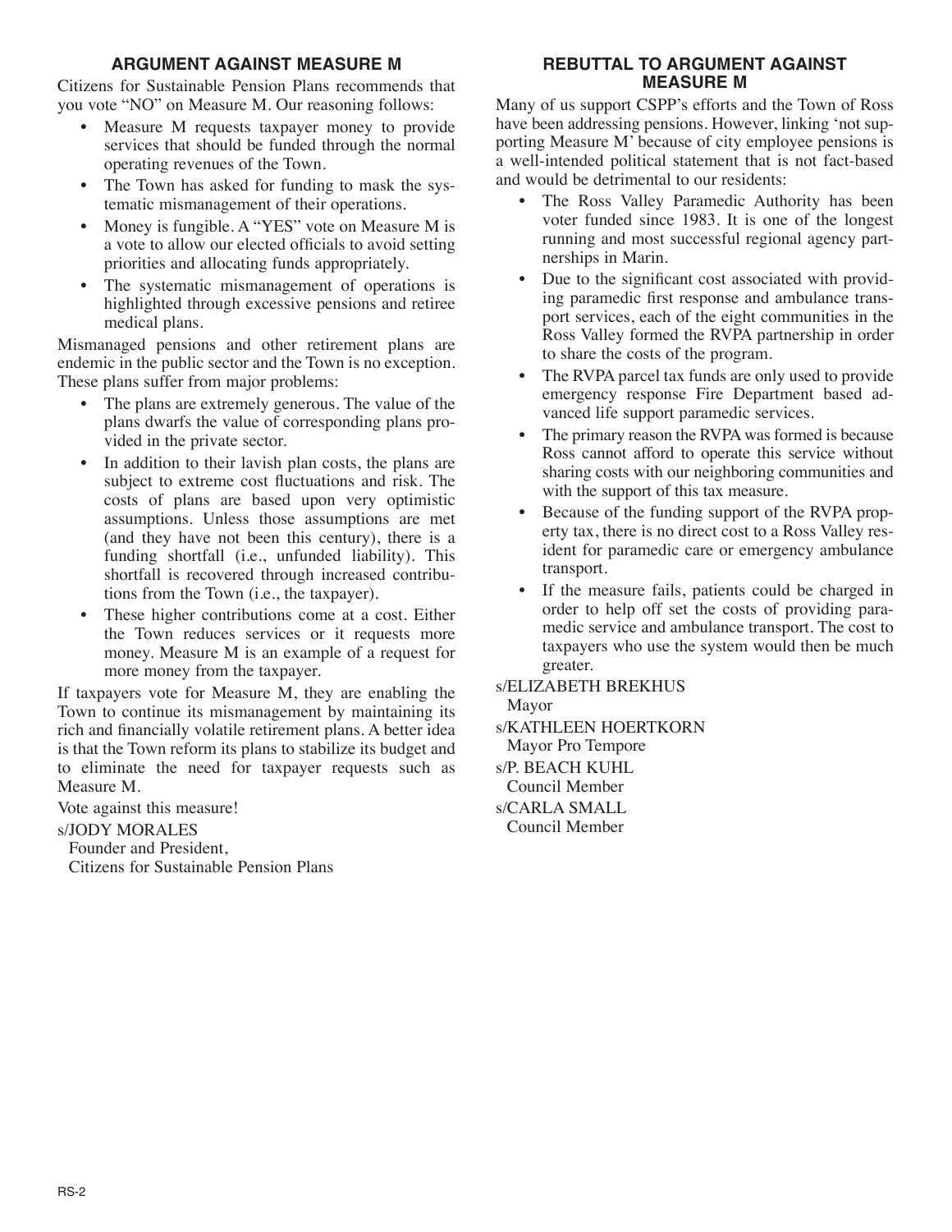## ARGUMENT AGAINST MEASURE M

Citizens for Sustainable Pension Plans recommends that you vote "NO" on Measure M. Our reasoning follows:

- Measure M requests taxpayer money to provide services that should be funded through the normal operating revenues of the Town.
- The Town has asked for funding to mask the systematic mismanagement of their operations.
- Money is fungible. A "YES" vote on Measure M is a vote to allow our elected officials to avoid setting priorities and allocating funds appropriately.
- The systematic mismanagement of operations is highlighted through excessive pensions and retiree medical plans.

Mismanaged pensions and other retirement plans are endemic in the public sector and the Town is no exception. These plans suffer from major problems:

- The plans are extremely generous. The value of the plans dwarfs the value of corresponding plans provided in the private sector.
- In addition to their lavish plan costs, the plans are subject to extreme cost fluctuations and risk. The costs of plans are based upon very optimistic assumptions. Unless those assumptions are met (and they have not been this century), there is a funding shortfall (i.e., unfunded liability). This shortfall is recovered through increased contributions from the Town (i.e., the taxpayer).
- These higher contributions come at a cost. Either the Town reduces services or it requests more money. Measure M is an example of a request for more money from the taxpayer.

If taxpayers vote for Measure M, they are enabling the Town to continue its mismanagement by maintaining its rich and financially volatile retirement plans. A better idea is that the Town reform its plans to stabilize its budget and to eliminate the need for taxpayer requests such as Measure M.

Vote against this measure!

s/JODY MORALES
Founder and President,
Citizens for Sustainable Pension Plans

## REBUTTAL TO ARGUMENT AGAINST MEASURE M

Many of us support CSPP's efforts and the Town of Ross have been addressing pensions. However, linking 'not supporting Measure M' because of city employee pensions is a well-intended political statement that is not fact-based and would be detrimental to our residents:

- The Ross Valley Paramedic Authority has been voter funded since 1983. It is one of the longest running and most successful regional agency partnerships in Marin.
- Due to the significant cost associated with providing paramedic first response and ambulance transport services, each of the eight communities in the Ross Valley formed the RVPA partnership in order to share the costs of the program.
- The RVPA parcel tax funds are only used to provide emergency response Fire Department based advanced life support paramedic services.
- The primary reason the RVPA was formed is because Ross cannot afford to operate this service without sharing costs with our neighboring communities and with the support of this tax measure.
- Because of the funding support of the RVPA property tax, there is no direct cost to a Ross Valley resident for paramedic care or emergency ambulance transport.
- If the measure fails, patients could be charged in order to help off set the costs of providing paramedic service and ambulance transport. The cost to taxpayers who use the system would then be much greater.

s/ELIZABETH BREKHUS
Mayor

s/KATHLEEN HOERTKORN
Mayor Pro Tempore

s/P. BEACH KUHL
Council Member

s/CARLA SMALL
Council Member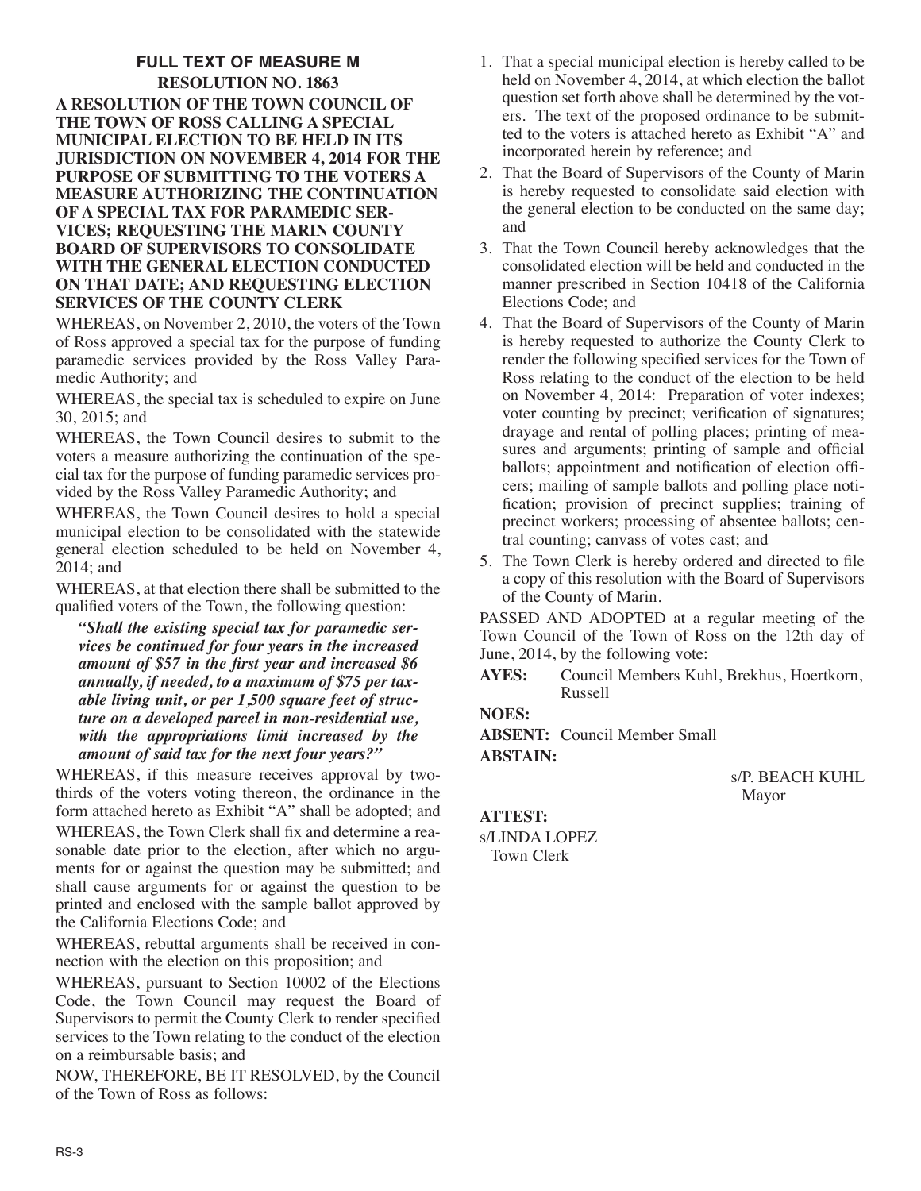## FULL TEXT OF MEASURE M

### RESOLUTION NO. 1863

**A RESOLUTION OF THE TOWN COUNCIL OF THE TOWN OF ROSS CALLING A SPECIAL MUNICIPAL ELECTION TO BE HELD IN ITS JURISDICTION ON NOVEMBER 4, 2014 FOR THE PURPOSE OF SUBMITTING TO THE VOTERS A MEASURE AUTHORIZING THE CONTINUATION OF A SPECIAL TAX FOR PARAMEDIC SERVICES; REQUESTING THE MARIN COUNTY BOARD OF SUPERVISORS TO CONSOLIDATE WITH THE GENERAL ELECTION CONDUCTED ON THAT DATE; AND REQUESTING ELECTION SERVICES OF THE COUNTY CLERK**

WHEREAS, on November 2, 2010, the voters of the Town of Ross approved a special tax for the purpose of funding paramedic services provided by the Ross Valley Paramedic Authority; and

WHEREAS, the special tax is scheduled to expire on June 30, 2015; and

WHEREAS, the Town Council desires to submit to the voters a measure authorizing the continuation of the special tax for the purpose of funding paramedic services provided by the Ross Valley Paramedic Authority; and

WHEREAS, the Town Council desires to hold a special municipal election to be consolidated with the statewide general election scheduled to be held on November 4, 2014; and

WHEREAS, at that election there shall be submitted to the qualified voters of the Town, the following question:

> ***"Shall the existing special tax for paramedic services be continued for four years in the increased amount of $57 in the first year and increased $6 annually, if needed, to a maximum of $75 per taxable living unit, or per 1,500 square feet of structure on a developed parcel in non-residential use, with the appropriations limit increased by the amount of said tax for the next four years?"***

WHEREAS, if this measure receives approval by two-thirds of the voters voting thereon, the ordinance in the form attached hereto as Exhibit "A" shall be adopted; and

WHEREAS, the Town Clerk shall fix and determine a reasonable date prior to the election, after which no arguments for or against the question may be submitted; and shall cause arguments for or against the question to be printed and enclosed with the sample ballot approved by the California Elections Code; and

WHEREAS, rebuttal arguments shall be received in connection with the election on this proposition; and

WHEREAS, pursuant to Section 10002 of the Elections Code, the Town Council may request the Board of Supervisors to permit the County Clerk to render specified services to the Town relating to the conduct of the election on a reimbursable basis; and

NOW, THEREFORE, BE IT RESOLVED, by the Council of the Town of Ross as follows:

1. That a special municipal election is hereby called to be held on November 4, 2014, at which election the ballot question set forth above shall be determined by the voters. The text of the proposed ordinance to be submitted to the voters is attached hereto as Exhibit "A" and incorporated herein by reference; and
2. That the Board of Supervisors of the County of Marin is hereby requested to consolidate said election with the general election to be conducted on the same day; and
3. That the Town Council hereby acknowledges that the consolidated election will be held and conducted in the manner prescribed in Section 10418 of the California Elections Code; and
4. That the Board of Supervisors of the County of Marin is hereby requested to authorize the County Clerk to render the following specified services for the Town of Ross relating to the conduct of the election to be held on November 4, 2014: Preparation of voter indexes; voter counting by precinct; verification of signatures; drayage and rental of polling places; printing of measures and arguments; printing of sample and official ballots; appointment and notification of election officers; mailing of sample ballots and polling place notification; provision of precinct supplies; training of precinct workers; processing of absentee ballots; central counting; canvass of votes cast; and
5. The Town Clerk is hereby ordered and directed to file a copy of this resolution with the Board of Supervisors of the County of Marin.

PASSED AND ADOPTED at a regular meeting of the Town Council of the Town of Ross on the 12th day of June, 2014, by the following vote:

**AYES:** Council Members Kuhl, Brekhus, Hoertkorn, Russell

**NOES:**

**ABSENT:** Council Member Small

**ABSTAIN:**

s/P. BEACH KUHL
Mayor

**ATTEST:**

s/LINDA LOPEZ
Town Clerk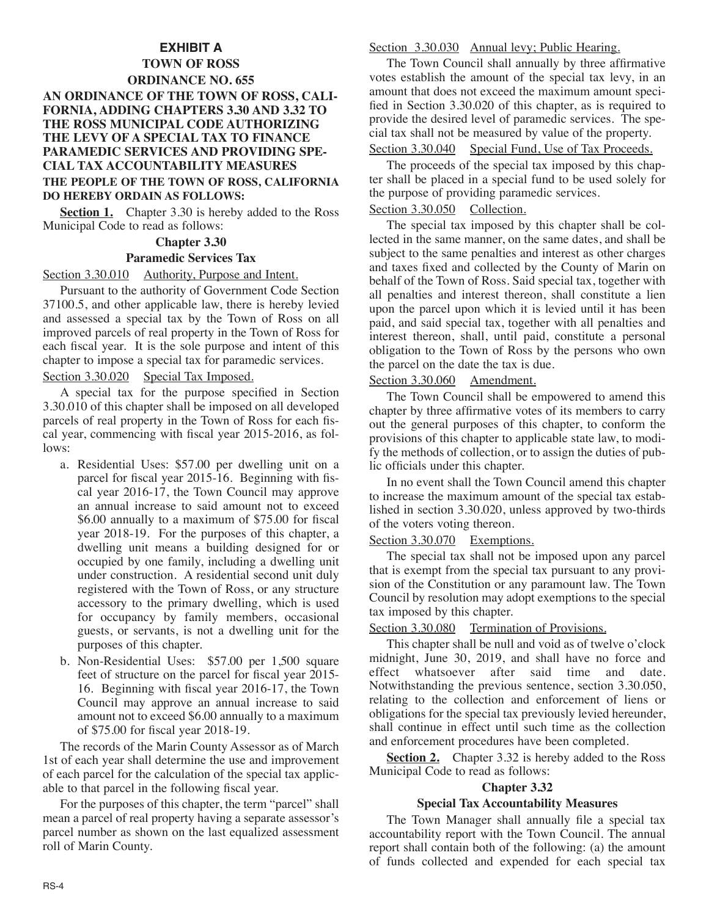## EXHIBIT A

## TOWN OF ROSS

## ORDINANCE NO. 655

**AN ORDINANCE OF THE TOWN OF ROSS, CALIFORNIA, ADDING CHAPTERS 3.30 AND 3.32 TO THE ROSS MUNICIPAL CODE AUTHORIZING THE LEVY OF A SPECIAL TAX TO FINANCE PARAMEDIC SERVICES AND PROVIDING SPECIAL TAX ACCOUNTABILITY MEASURES**

**THE PEOPLE OF THE TOWN OF ROSS, CALIFORNIA DO HEREBY ORDAIN AS FOLLOWS:**

**Section 1.** Chapter 3.30 is hereby added to the Ross Municipal Code to read as follows:

### Chapter 3.30

### Paramedic Services Tax

Section 3.30.010 Authority, Purpose and Intent.

Pursuant to the authority of Government Code Section 37100.5, and other applicable law, there is hereby levied and assessed a special tax by the Town of Ross on all improved parcels of real property in the Town of Ross for each fiscal year. It is the sole purpose and intent of this chapter to impose a special tax for paramedic services.

Section 3.30.020 Special Tax Imposed.

A special tax for the purpose specified in Section 3.30.010 of this chapter shall be imposed on all developed parcels of real property in the Town of Ross for each fiscal year, commencing with fiscal year 2015-2016, as follows:

a. Residential Uses: $57.00 per dwelling unit on a parcel for fiscal year 2015-16. Beginning with fiscal year 2016-17, the Town Council may approve an annual increase to said amount not to exceed $6.00 annually to a maximum of $75.00 for fiscal year 2018-19. For the purposes of this chapter, a dwelling unit means a building designed for or occupied by one family, including a dwelling unit under construction. A residential second unit duly registered with the Town of Ross, or any structure accessory to the primary dwelling, which is used for occupancy by family members, occasional guests, or servants, is not a dwelling unit for the purposes of this chapter.

b. Non-Residential Uses: $57.00 per 1,500 square feet of structure on the parcel for fiscal year 2015-16. Beginning with fiscal year 2016-17, the Town Council may approve an annual increase to said amount not to exceed $6.00 annually to a maximum of $75.00 for fiscal year 2018-19.

The records of the Marin County Assessor as of March 1st of each year shall determine the use and improvement of each parcel for the calculation of the special tax applicable to that parcel in the following fiscal year.

For the purposes of this chapter, the term "parcel" shall mean a parcel of real property having a separate assessor's parcel number as shown on the last equalized assessment roll of Marin County.

Section 3.30.030 Annual levy; Public Hearing.

The Town Council shall annually by three affirmative votes establish the amount of the special tax levy, in an amount that does not exceed the maximum amount specified in Section 3.30.020 of this chapter, as is required to provide the desired level of paramedic services. The special tax shall not be measured by value of the property.

Section 3.30.040 Special Fund, Use of Tax Proceeds.

The proceeds of the special tax imposed by this chapter shall be placed in a special fund to be used solely for the purpose of providing paramedic services.

Section 3.30.050 Collection.

The special tax imposed by this chapter shall be collected in the same manner, on the same dates, and shall be subject to the same penalties and interest as other charges and taxes fixed and collected by the County of Marin on behalf of the Town of Ross. Said special tax, together with all penalties and interest thereon, shall constitute a lien upon the parcel upon which it is levied until it has been paid, and said special tax, together with all penalties and interest thereon, shall, until paid, constitute a personal obligation to the Town of Ross by the persons who own the parcel on the date the tax is due.

Section 3.30.060 Amendment.

The Town Council shall be empowered to amend this chapter by three affirmative votes of its members to carry out the general purposes of this chapter, to conform the provisions of this chapter to applicable state law, to modify the methods of collection, or to assign the duties of public officials under this chapter.

In no event shall the Town Council amend this chapter to increase the maximum amount of the special tax established in section 3.30.020, unless approved by two-thirds of the voters voting thereon.

Section 3.30.070 Exemptions.

The special tax shall not be imposed upon any parcel that is exempt from the special tax pursuant to any provision of the Constitution or any paramount law. The Town Council by resolution may adopt exemptions to the special tax imposed by this chapter.

Section 3.30.080 Termination of Provisions.

This chapter shall be null and void as of twelve o'clock midnight, June 30, 2019, and shall have no force and effect whatsoever after said time and date. Notwithstanding the previous sentence, section 3.30.050, relating to the collection and enforcement of liens or obligations for the special tax previously levied hereunder, shall continue in effect until such time as the collection and enforcement procedures have been completed.

**Section 2.** Chapter 3.32 is hereby added to the Ross Municipal Code to read as follows:

### Chapter 3.32

### Special Tax Accountability Measures

The Town Manager shall annually file a special tax accountability report with the Town Council. The annual report shall contain both of the following: (a) the amount of funds collected and expended for each special tax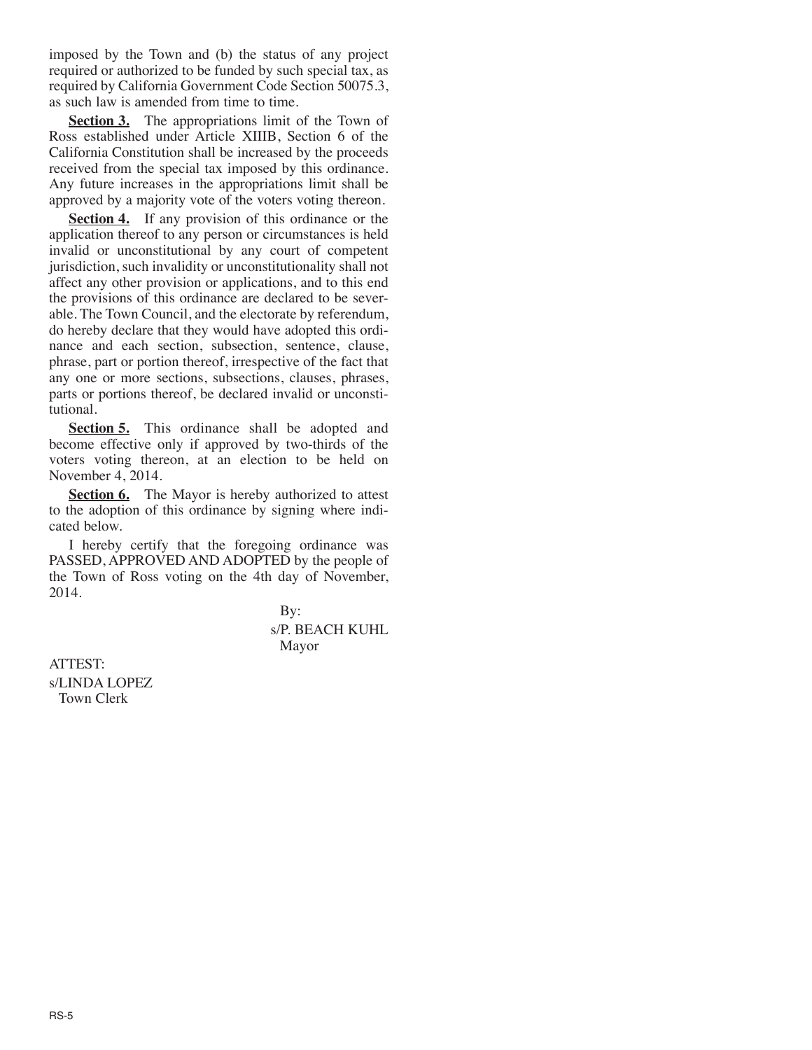imposed by the Town and (b) the status of any project required or authorized to be funded by such special tax, as required by California Government Code Section 50075.3, as such law is amended from time to time.

**Section 3.** The appropriations limit of the Town of Ross established under Article XIIIB, Section 6 of the California Constitution shall be increased by the proceeds received from the special tax imposed by this ordinance. Any future increases in the appropriations limit shall be approved by a majority vote of the voters voting thereon.

**Section 4.** If any provision of this ordinance or the application thereof to any person or circumstances is held invalid or unconstitutional by any court of competent jurisdiction, such invalidity or unconstitutionality shall not affect any other provision or applications, and to this end the provisions of this ordinance are declared to be severable. The Town Council, and the electorate by referendum, do hereby declare that they would have adopted this ordinance and each section, subsection, sentence, clause, phrase, part or portion thereof, irrespective of the fact that any one or more sections, subsections, clauses, phrases, parts or portions thereof, be declared invalid or unconstitutional.

**Section 5.** This ordinance shall be adopted and become effective only if approved by two-thirds of the voters voting thereon, at an election to be held on November 4, 2014.

**Section 6.** The Mayor is hereby authorized to attest to the adoption of this ordinance by signing where indicated below.

I hereby certify that the foregoing ordinance was PASSED, APPROVED AND ADOPTED by the people of the Town of Ross voting on the 4th day of November, 2014.

By:
s/P. BEACH KUHL
Mayor

ATTEST:
s/LINDA LOPEZ
Town Clerk